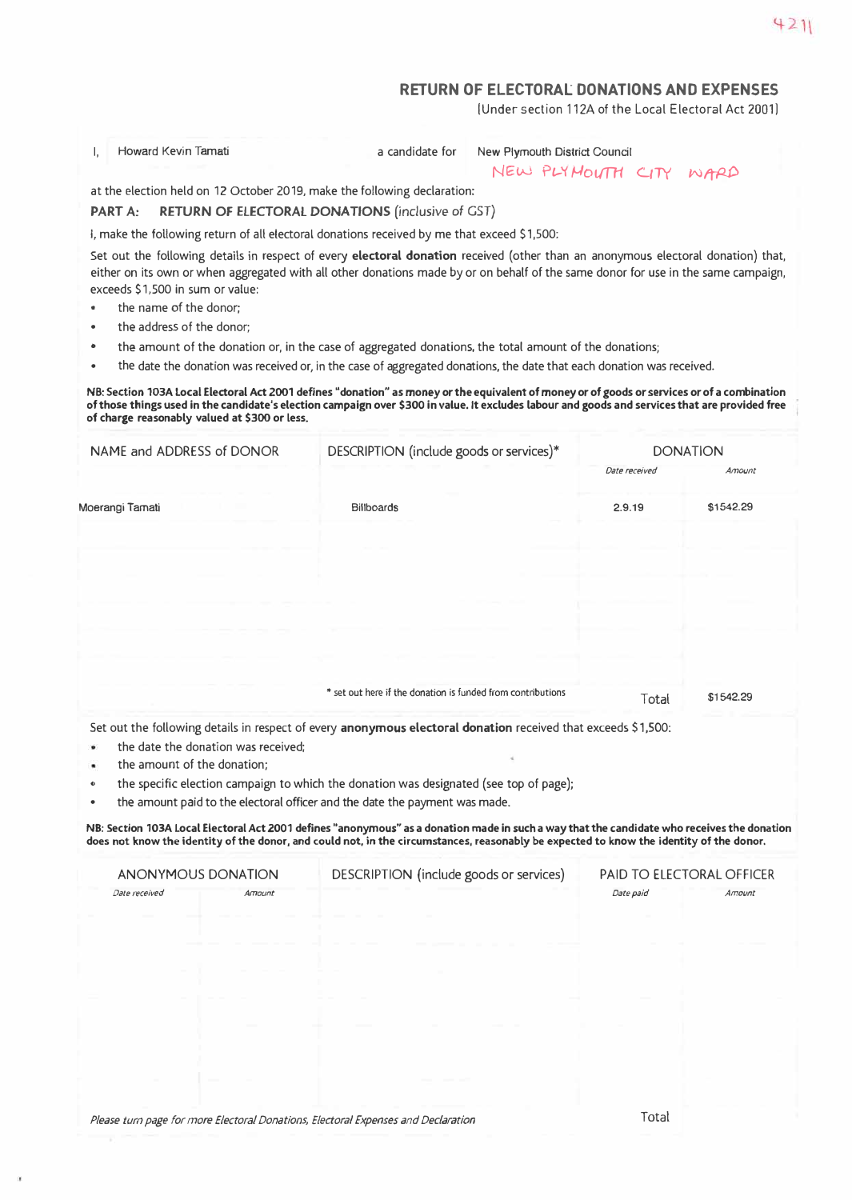4211

# RETURN OF ELECTORAL DONATIONS AND EXPENSES

(Under section 112A of the Local Electoral Act 2001)

I, Howard Kevin Tamati a candidate for New Plymouth District Council

NEW PLYMOUTH CITY WARD

at the election held on 12 October 2019, make the following declaration:

**PART A: RETURN OF ELECTORAL DONATIONS** (inclusive of GST)

I, make the following return of all electoral donations received by me that exceed $1,500:

Set out the following details in respect of every **electoral donation** received (other than an anonymous electoral donation) that, either on its own or when aggregated with all other donations made by or on behalf of the same donor for use in the same campaign, exceeds $1,500 in sum or value:

- the name of the donor;
- the address of the donor;
- the amount of the donation or, in the case of aggregated donations, the total amount of the donations;
- the date the donation was received or, in the case of aggregated donations, the date that each donation was received.

**NB: Section 103A Local Electoral Act 2001 defines "donation" as money or the equivalent of money or of goods or services or of a combination of those things used in the candidate's election campaign over $300 in value. It excludes labour and goods and services that are provided free of charge reasonably valued at $300 or less.**

| NAME and ADDRESS of DONOR | DESCRIPTION (include goods or services)* | DONATION | |
|---|---|---|---|
| | | *Date received* | *Amount* |
| Moerangi Tamati | Billboards | 2.9.19 | $1542.29 |
| | * set out here if the donation is funded from contributions | Total | $1542.29 |

Set out the following details in respect of every **anonymous electoral donation** received that exceeds $1,500:

- the date the donation was received;
- the amount of the donation;
- the specific election campaign to which the donation was designated (see top of page);
- the amount paid to the electoral officer and the date the payment was made.

**NB: Section 103A Local Electoral Act 2001 defines "anonymous" as a donation made in such a way that the candidate who receives the donation does not know the identity of the donor, and could not, in the circumstances, reasonably be expected to know the identity of the donor.**

| ANONYMOUS DONATION | | DESCRIPTION (include goods or services) | PAID TO ELECTORAL OFFICER | |
|---|---|---|---|---|
| *Date received* | *Amount* | | *Date paid* | *Amount* |
| | | | Total | |

*Please turn page for more Electoral Donations, Electoral Expenses and Declaration*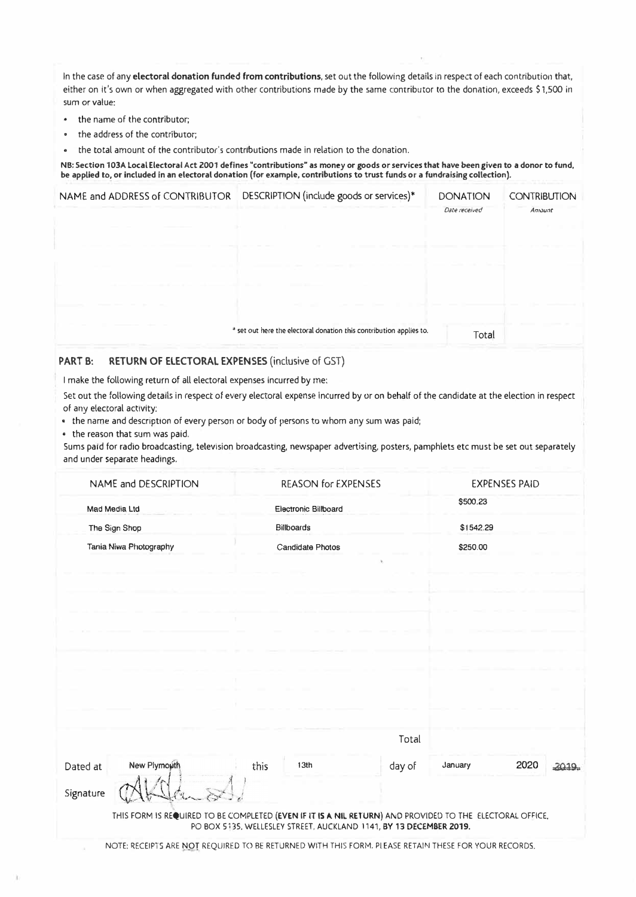In the case of any **electoral donation funded from contributions**, set out the following details in respect of each contribution that, either on it's own or when aggregated with other contributions made by the same contributor to the donation, exceeds $1,500 in sum or value:

- the name of the contributor;
- the address of the contributor;
- the total amount of the contributor's contributions made in relation to the donation.

**NB: Section 103A Local Electoral Act 2001 defines "contributions" as money or goods or services that have been given to a donor to fund, be applied to, or included in an electoral donation (for example, contributions to trust funds or a fundraising collection).**

| NAME and ADDRESS of CONTRIBUTOR | DESCRIPTION (include goods or services)* | DONATION *Date received* | CONTRIBUTION *Amount* |
|---|---|---|---|
| | | | |
| | | | |
| | | | |
| | * set out here the electoral donation this contribution applies to. | Total | |

## PART B: RETURN OF ELECTORAL EXPENSES (inclusive of GST)

I make the following return of all electoral expenses incurred by me:

Set out the following details in respect of every electoral expense incurred by or on behalf of the candidate at the election in respect of any electoral activity:

- the name and description of every person or body of persons to whom any sum was paid;
- the reason that sum was paid.

Sums paid for radio broadcasting, television broadcasting, newspaper advertising, posters, pamphlets etc must be set out separately and under separate headings.

| NAME and DESCRIPTION | REASON for EXPENSES | EXPENSES PAID |
|---|---|---|
| Mad Media Ltd | Electronic Billboard | $500.23 |
| The Sign Shop | Billboards | $1542.29 |
| Tania Niwa Photography | Candidate Photos | $250.00 |
| | Total | |

Dated at New Plymouth this 13th day of January 2020 ~~2019.~~

Signature [signature]

THIS FORM IS REQUIRED TO BE COMPLETED (**EVEN IF IT IS A NIL RETURN**) AND PROVIDED TO THE ELECTORAL OFFICE, PO BOX 5135, WELLESLEY STREET, AUCKLAND 1141, **BY 13 DECEMBER 2019.**

NOTE: RECEIPTS ARE NOT REQUIRED TO BE RETURNED WITH THIS FORM. PLEASE RETAIN THESE FOR YOUR RECORDS.